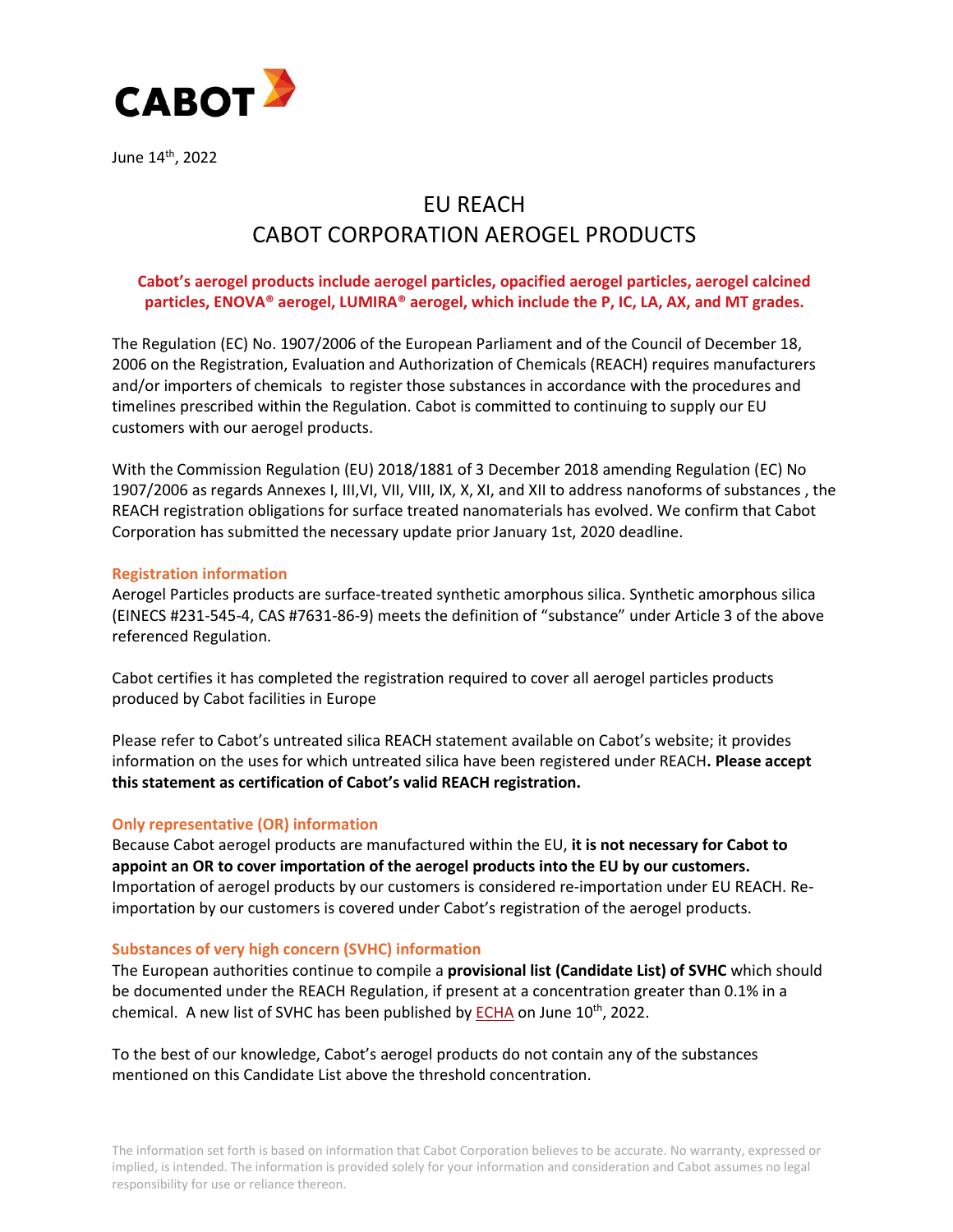CABOT

June 14th, 2022

# EU REACH
# CABOT CORPORATION AEROGEL PRODUCTS

**Cabot's aerogel products include aerogel particles, opacified aerogel particles, aerogel calcined particles, ENOVA® aerogel, LUMIRA® aerogel, which include the P, IC, LA, AX, and MT grades.**

The Regulation (EC) No. 1907/2006 of the European Parliament and of the Council of December 18, 2006 on the Registration, Evaluation and Authorization of Chemicals (REACH) requires manufacturers and/or importers of chemicals to register those substances in accordance with the procedures and timelines prescribed within the Regulation. Cabot is committed to continuing to supply our EU customers with our aerogel products.

With the Commission Regulation (EU) 2018/1881 of 3 December 2018 amending Regulation (EC) No 1907/2006 as regards Annexes I, III,VI, VII, VIII, IX, X, XI, and XII to address nanoforms of substances , the REACH registration obligations for surface treated nanomaterials has evolved. We confirm that Cabot Corporation has submitted the necessary update prior January 1st, 2020 deadline.

## Registration information

Aerogel Particles products are surface-treated synthetic amorphous silica. Synthetic amorphous silica (EINECS #231-545-4, CAS #7631-86-9) meets the definition of "substance" under Article 3 of the above referenced Regulation.

Cabot certifies it has completed the registration required to cover all aerogel particles products produced by Cabot facilities in Europe

Please refer to Cabot's untreated silica REACH statement available on Cabot's website; it provides information on the uses for which untreated silica have been registered under REACH**. Please accept this statement as certification of Cabot's valid REACH registration.**

## Only representative (OR) information

Because Cabot aerogel products are manufactured within the EU, **it is not necessary for Cabot to appoint an OR to cover importation of the aerogel products into the EU by our customers.** Importation of aerogel products by our customers is considered re-importation under EU REACH. Re-importation by our customers is covered under Cabot's registration of the aerogel products.

## Substances of very high concern (SVHC) information

The European authorities continue to compile a **provisional list (Candidate List) of SVHC** which should be documented under the REACH Regulation, if present at a concentration greater than 0.1% in a chemical. A new list of SVHC has been published by ECHA on June 10th, 2022.

To the best of our knowledge, Cabot's aerogel products do not contain any of the substances mentioned on this Candidate List above the threshold concentration.

The information set forth is based on information that Cabot Corporation believes to be accurate. No warranty, expressed or implied, is intended. The information is provided solely for your information and consideration and Cabot assumes no legal responsibility for use or reliance thereon.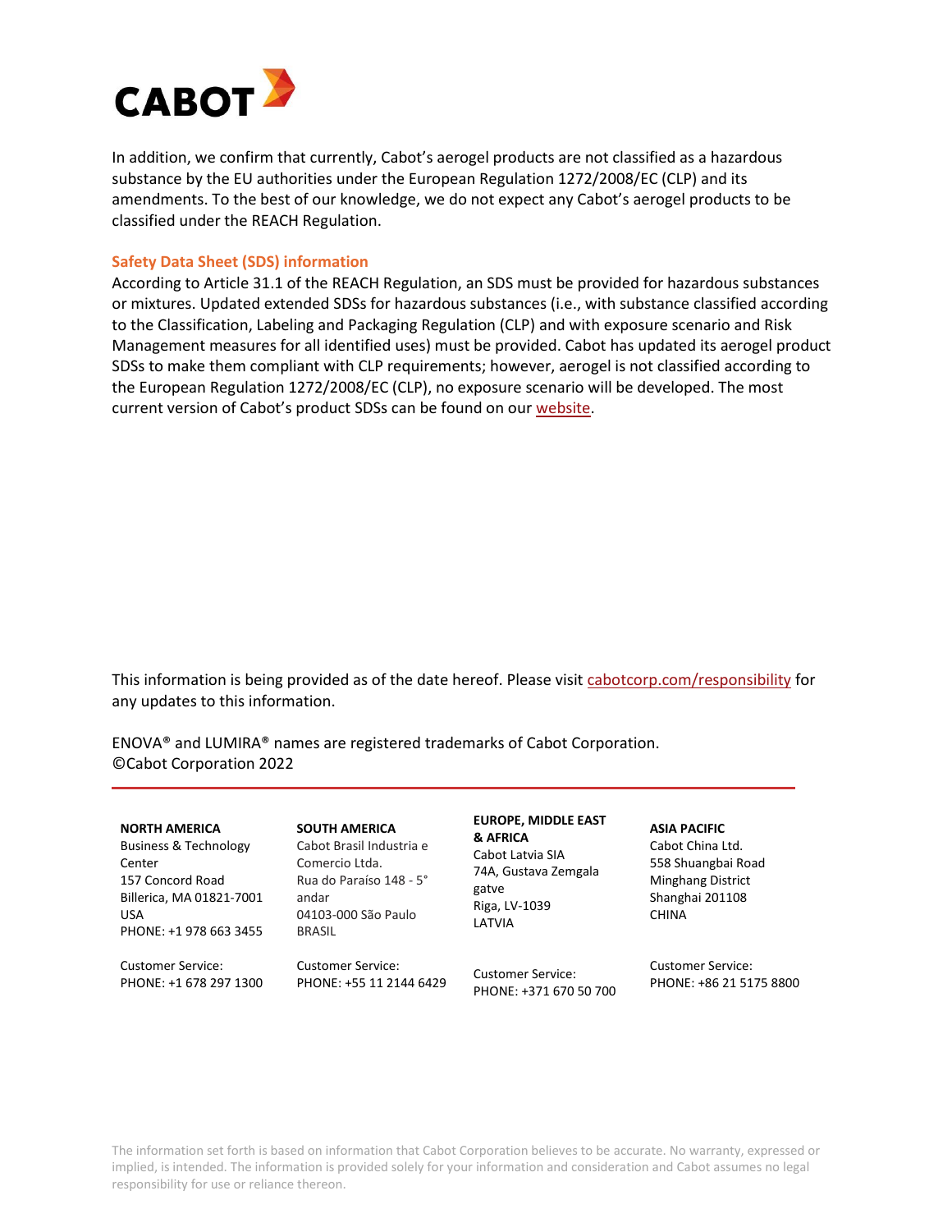**CABOT**

In addition, we confirm that currently, Cabot's aerogel products are not classified as a hazardous substance by the EU authorities under the European Regulation 1272/2008/EC (CLP) and its amendments. To the best of our knowledge, we do not expect any Cabot's aerogel products to be classified under the REACH Regulation.

## Safety Data Sheet (SDS) information

According to Article 31.1 of the REACH Regulation, an SDS must be provided for hazardous substances or mixtures. Updated extended SDSs for hazardous substances (i.e., with substance classified according to the Classification, Labeling and Packaging Regulation (CLP) and with exposure scenario and Risk Management measures for all identified uses) must be provided. Cabot has updated its aerogel product SDSs to make them compliant with CLP requirements; however, aerogel is not classified according to the European Regulation 1272/2008/EC (CLP), no exposure scenario will be developed. The most current version of Cabot's product SDSs can be found on our website.

This information is being provided as of the date hereof. Please visit cabotcorp.com/responsibility for any updates to this information.

ENOVA® and LUMIRA® names are registered trademarks of Cabot Corporation.
©Cabot Corporation 2022

---

**NORTH AMERICA**
Business & Technology Center
157 Concord Road
Billerica, MA 01821-7001
USA
PHONE: +1 978 663 3455

Customer Service:
PHONE: +1 678 297 1300

**SOUTH AMERICA**
Cabot Brasil Industria e Comercio Ltda.
Rua do Paraíso 148 - 5° andar
04103-000 São Paulo
BRASIL

Customer Service:
PHONE: +55 11 2144 6429

**EUROPE, MIDDLE EAST & AFRICA**
Cabot Latvia SIA
74A, Gustava Zemgala gatve
Riga, LV-1039
LATVIA

Customer Service:
PHONE: +371 670 50 700

**ASIA PACIFIC**
Cabot China Ltd.
558 Shuangbai Road
Minghang District
Shanghai 201108
CHINA

Customer Service:
PHONE: +86 21 5175 8800

The information set forth is based on information that Cabot Corporation believes to be accurate. No warranty, expressed or implied, is intended. The information is provided solely for your information and consideration and Cabot assumes no legal responsibility for use or reliance thereon.